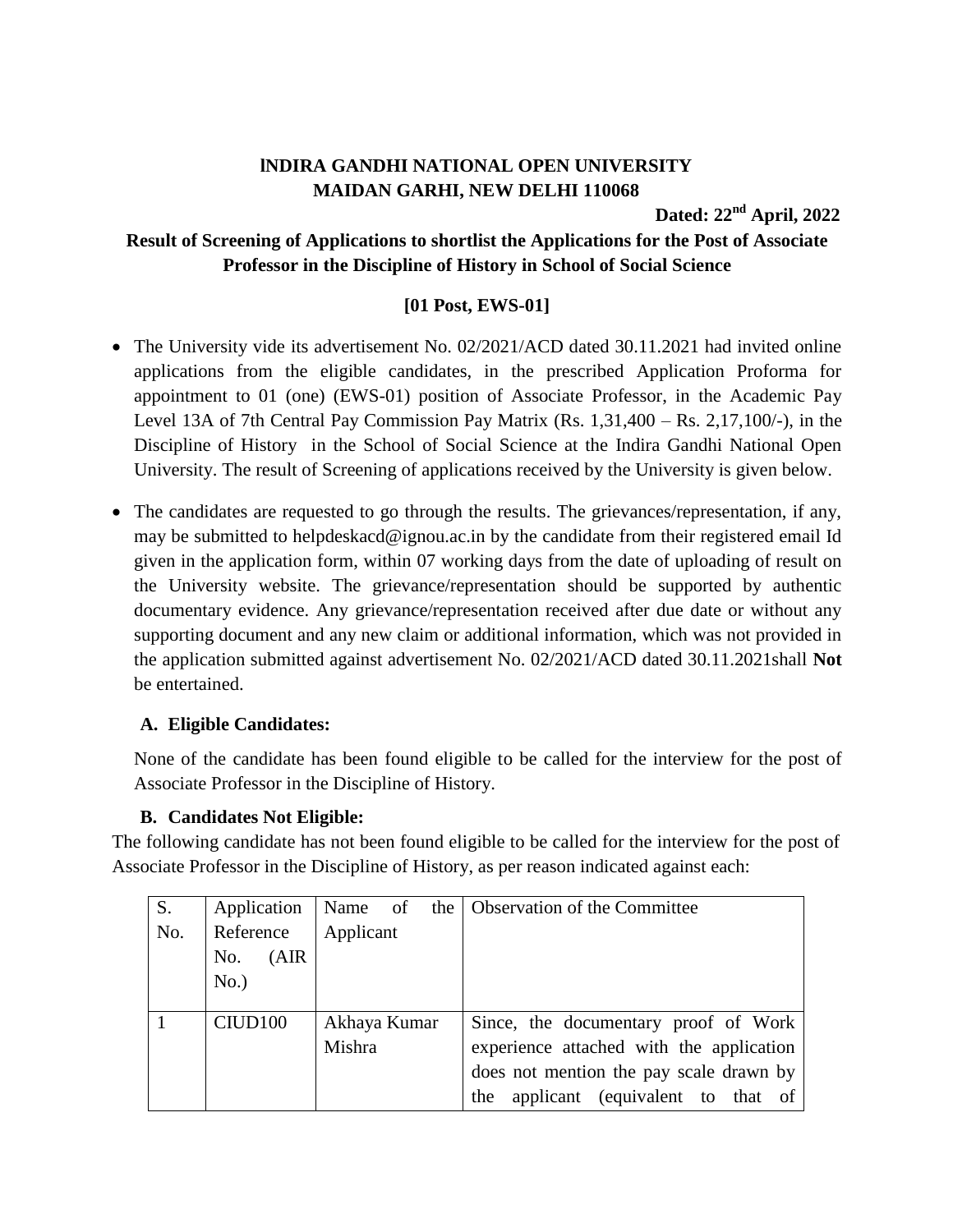**lNDIRA GANDHI NATIONAL OPEN UNIVERSITY**
**MAIDAN GARHI, NEW DELHI 110068**

**Dated: 22nd April, 2022**

**Result of Screening of Applications to shortlist the Applications for the Post of Associate Professor in the Discipline of History in School of Social Science**

**[01 Post, EWS-01]**

- The University vide its advertisement No. 02/2021/ACD dated 30.11.2021 had invited online applications from the eligible candidates, in the prescribed Application Proforma for appointment to 01 (one) (EWS-01) position of Associate Professor, in the Academic Pay Level 13A of 7th Central Pay Commission Pay Matrix (Rs. 1,31,400 – Rs. 2,17,100/-), in the Discipline of History in the School of Social Science at the Indira Gandhi National Open University. The result of Screening of applications received by the University is given below.
- The candidates are requested to go through the results. The grievances/representation, if any, may be submitted to helpdeskacd@ignou.ac.in by the candidate from their registered email Id given in the application form, within 07 working days from the date of uploading of result on the University website. The grievance/representation should be supported by authentic documentary evidence. Any grievance/representation received after due date or without any supporting document and any new claim or additional information, which was not provided in the application submitted against advertisement No. 02/2021/ACD dated 30.11.2021shall **Not** be entertained.

**A. Eligible Candidates:**

None of the candidate has been found eligible to be called for the interview for the post of Associate Professor in the Discipline of History.

**B. Candidates Not Eligible:**

The following candidate has not been found eligible to be called for the interview for the post of Associate Professor in the Discipline of History, as per reason indicated against each:

| S. No. | Application Reference No. (AIR No.) | Name of the Applicant | Observation of the Committee |
|---|---|---|---|
| 1 | CIUD100 | Akhaya Kumar Mishra | Since, the documentary proof of Work experience attached with the application does not mention the pay scale drawn by the applicant (equivalent to that of |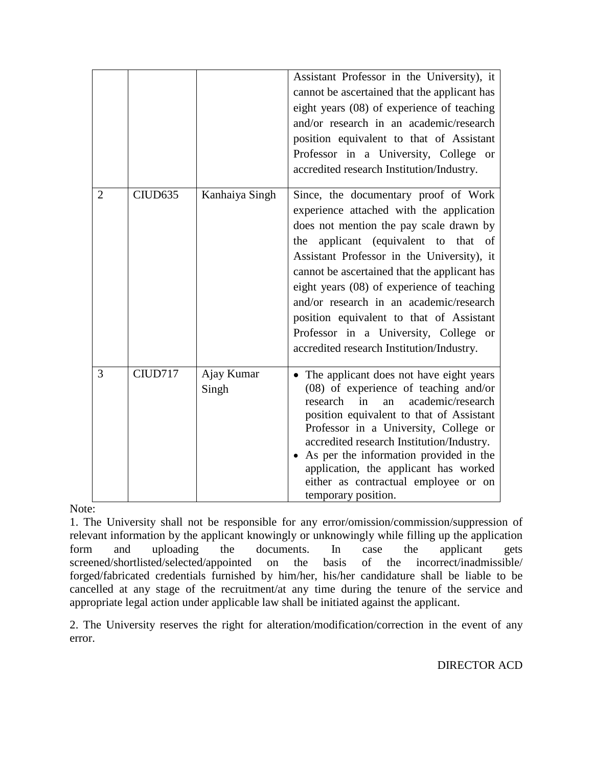| | | | |
|---|---|---|---|
| | | | Assistant Professor in the University), it cannot be ascertained that the applicant has eight years (08) of experience of teaching and/or research in an academic/research position equivalent to that of Assistant Professor in a University, College or accredited research Institution/Industry. |
| 2 | CIUD635 | Kanhaiya Singh | Since, the documentary proof of Work experience attached with the application does not mention the pay scale drawn by the applicant (equivalent to that of Assistant Professor in the University), it cannot be ascertained that the applicant has eight years (08) of experience of teaching and/or research in an academic/research position equivalent to that of Assistant Professor in a University, College or accredited research Institution/Industry. |
| 3 | CIUD717 | Ajay Kumar Singh | • The applicant does not have eight years (08) of experience of teaching and/or research in an academic/research position equivalent to that of Assistant Professor in a University, College or accredited research Institution/Industry.<br>• As per the information provided in the application, the applicant has worked either as contractual employee or on temporary position. |

Note:

1. The University shall not be responsible for any error/omission/commission/suppression of relevant information by the applicant knowingly or unknowingly while filling up the application form and uploading the documents. In case the applicant gets screened/shortlisted/selected/appointed on the basis of the incorrect/inadmissible/ forged/fabricated credentials furnished by him/her, his/her candidature shall be liable to be cancelled at any stage of the recruitment/at any time during the tenure of the service and appropriate legal action under applicable law shall be initiated against the applicant.

2. The University reserves the right for alteration/modification/correction in the event of any error.

DIRECTOR ACD